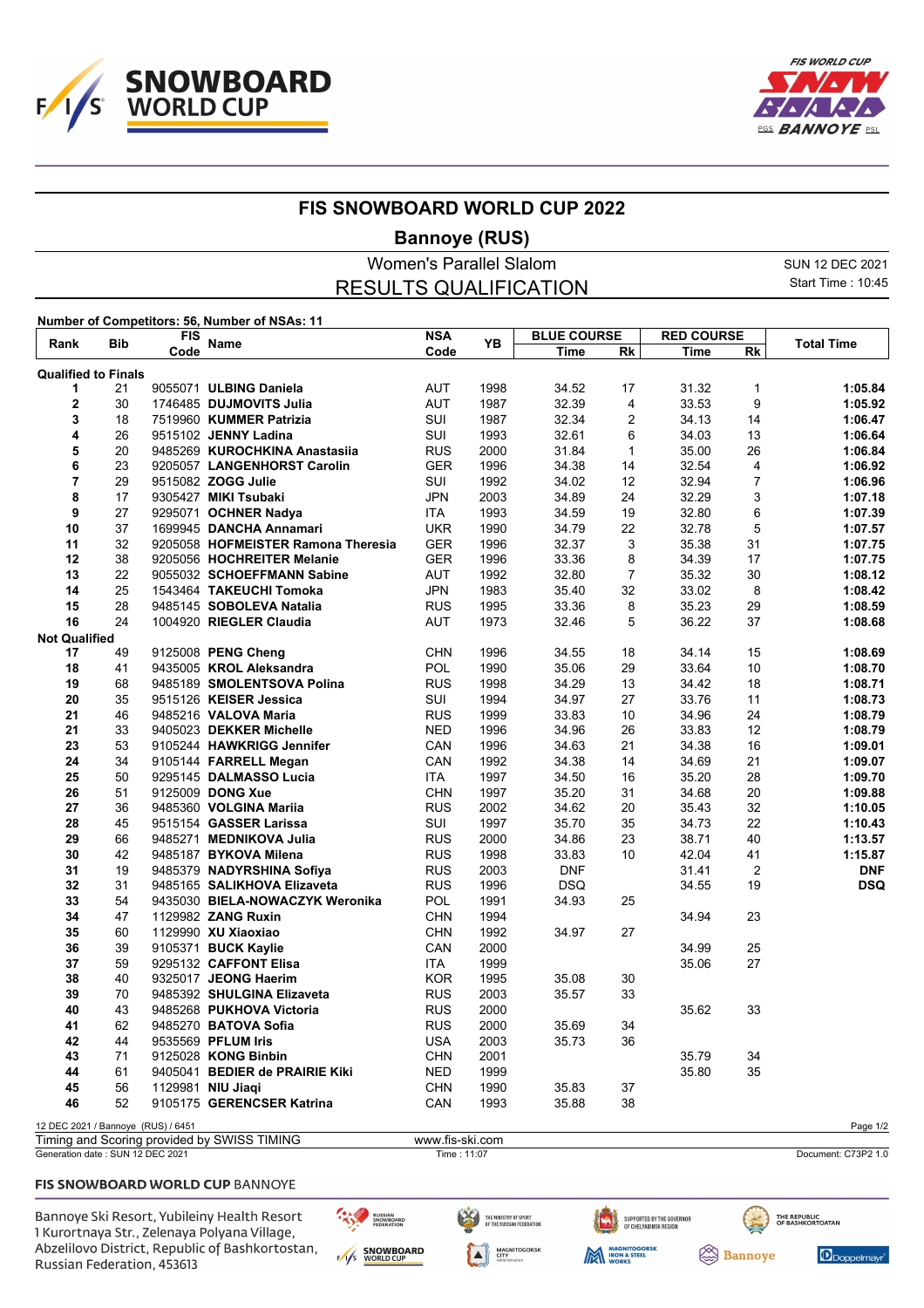# FIS SNOWBOARD WORLD CUP 2022

## Bannoye (RUS)

Women's Parallel Slalom

RESULTS QUALIFICATION

SUN 12 DEC 2021
Start Time : 10:45

Number of Competitors: 56, Number of NSAs: 11

| Rank | Bib | FIS Code | Name | NSA Code | YB | BLUE COURSE Time | Rk | RED COURSE Time | Rk | Total Time |
|---|---|---|---|---|---|---|---|---|---|---|
| **Qualified to Finals** | | | | | | | | | | |
| 1 | 21 | 9055071 | **ULBING Daniela** | AUT | 1998 | 34.52 | 17 | 31.32 | 1 | **1:05.84** |
| 2 | 30 | 1746485 | **DUJMOVITS Julia** | AUT | 1987 | 32.39 | 4 | 33.53 | 9 | **1:05.92** |
| 3 | 18 | 7519960 | **KUMMER Patrizia** | SUI | 1987 | 32.34 | 2 | 34.13 | 14 | **1:06.47** |
| 4 | 26 | 9515102 | **JENNY Ladina** | SUI | 1993 | 32.61 | 6 | 34.03 | 13 | **1:06.64** |
| 5 | 20 | 9485269 | **KUROCHKINA Anastasiia** | RUS | 2000 | 31.84 | 1 | 35.00 | 26 | **1:06.84** |
| 6 | 23 | 9205057 | **LANGENHORST Carolin** | GER | 1996 | 34.38 | 14 | 32.54 | 4 | **1:06.92** |
| 7 | 29 | 9515082 | **ZOGG Julie** | SUI | 1992 | 34.02 | 12 | 32.94 | 7 | **1:06.96** |
| 8 | 17 | 9305427 | **MIKI Tsubaki** | JPN | 2003 | 34.89 | 24 | 32.29 | 3 | **1:07.18** |
| 9 | 27 | 9295071 | **OCHNER Nadya** | ITA | 1993 | 34.59 | 19 | 32.80 | 6 | **1:07.39** |
| 10 | 37 | 1699945 | **DANCHA Annamari** | UKR | 1990 | 34.79 | 22 | 32.78 | 5 | **1:07.57** |
| 11 | 32 | 9205058 | **HOFMEISTER Ramona Theresia** | GER | 1996 | 32.37 | 3 | 35.38 | 31 | **1:07.75** |
| 12 | 38 | 9205056 | **HOCHREITER Melanie** | GER | 1996 | 33.36 | 8 | 34.39 | 17 | **1:07.75** |
| 13 | 22 | 9055032 | **SCHOEFFMANN Sabine** | AUT | 1992 | 32.80 | 7 | 35.32 | 30 | **1:08.12** |
| 14 | 25 | 1543464 | **TAKEUCHI Tomoka** | JPN | 1983 | 35.40 | 32 | 33.02 | 8 | **1:08.42** |
| 15 | 28 | 9485145 | **SOBOLEVA Natalia** | RUS | 1995 | 33.36 | 8 | 35.23 | 29 | **1:08.59** |
| 16 | 24 | 1004920 | **RIEGLER Claudia** | AUT | 1973 | 32.46 | 5 | 36.22 | 37 | **1:08.68** |
| **Not Qualified** | | | | | | | | | | |
| 17 | 49 | 9125008 | **PENG Cheng** | CHN | 1996 | 34.55 | 18 | 34.14 | 15 | **1:08.69** |
| 18 | 41 | 9435005 | **KROL Aleksandra** | POL | 1990 | 35.06 | 29 | 33.64 | 10 | **1:08.70** |
| 19 | 68 | 9485189 | **SMOLENTSOVA Polina** | RUS | 1998 | 34.29 | 13 | 34.42 | 18 | **1:08.71** |
| 20 | 35 | 9515126 | **KEISER Jessica** | SUI | 1994 | 34.97 | 27 | 33.76 | 11 | **1:08.73** |
| 21 | 46 | 9485216 | **VALOVA Maria** | RUS | 1999 | 33.83 | 10 | 34.96 | 24 | **1:08.79** |
| 21 | 33 | 9405023 | **DEKKER Michelle** | NED | 1996 | 34.96 | 26 | 33.83 | 12 | **1:08.79** |
| 23 | 53 | 9105244 | **HAWKRIGG Jennifer** | CAN | 1996 | 34.63 | 21 | 34.38 | 16 | **1:09.01** |
| 24 | 34 | 9105144 | **FARRELL Megan** | CAN | 1992 | 34.38 | 14 | 34.69 | 21 | **1:09.07** |
| 25 | 50 | 9295145 | **DALMASSO Lucia** | ITA | 1997 | 34.50 | 16 | 35.20 | 28 | **1:09.70** |
| 26 | 51 | 9125009 | **DONG Xue** | CHN | 1997 | 35.20 | 31 | 34.68 | 20 | **1:09.88** |
| 27 | 36 | 9485360 | **VOLGINA Mariia** | RUS | 2002 | 34.62 | 20 | 35.43 | 32 | **1:10.05** |
| 28 | 45 | 9515154 | **GASSER Larissa** | SUI | 1997 | 35.70 | 35 | 34.73 | 22 | **1:10.43** |
| 29 | 66 | 9485271 | **MEDNIKOVA Julia** | RUS | 2000 | 34.86 | 23 | 38.71 | 40 | **1:13.57** |
| 30 | 42 | 9485187 | **BYKOVA Milena** | RUS | 1998 | 33.83 | 10 | 42.04 | 41 | **1:15.87** |
| 31 | 19 | 9485379 | **NADYRSHINA Sofiya** | RUS | 2003 | DNF | | 31.41 | 2 | **DNF** |
| 32 | 31 | 9485165 | **SALIKHOVA Elizaveta** | RUS | 1996 | DSQ | | 34.55 | 19 | **DSQ** |
| 33 | 54 | 9435030 | **BIELA-NOWACZYK Weronika** | POL | 1991 | 34.93 | 25 | | | |
| 34 | 47 | 1129982 | **ZANG Ruxin** | CHN | 1994 | | | 34.94 | 23 | |
| 35 | 60 | 1129990 | **XU Xiaoxiao** | CHN | 1992 | 34.97 | 27 | | | |
| 36 | 39 | 9105371 | **BUCK Kaylie** | CAN | 2000 | | | 34.99 | 25 | |
| 37 | 59 | 9295132 | **CAFFONT Elisa** | ITA | 1999 | | | 35.06 | 27 | |
| 38 | 40 | 9325017 | **JEONG Haerim** | KOR | 1995 | 35.08 | 30 | | | |
| 39 | 70 | 9485392 | **SHULGINA Elizaveta** | RUS | 2003 | 35.57 | 33 | | | |
| 40 | 43 | 9485268 | **PUKHOVA Victoria** | RUS | 2000 | | | 35.62 | 33 | |
| 41 | 62 | 9485270 | **BATOVA Sofia** | RUS | 2000 | 35.69 | 34 | | | |
| 42 | 44 | 9535569 | **PFLUM Iris** | USA | 2003 | 35.73 | 36 | | | |
| 43 | 71 | 9125028 | **KONG Binbin** | CHN | 2001 | | | 35.79 | 34 | |
| 44 | 61 | 9405041 | **BEDIER de PRAIRIE Kiki** | NED | 1999 | | | 35.80 | 35 | |
| 45 | 56 | 1129981 | **NIU Jiaqi** | CHN | 1990 | 35.83 | 37 | | | |
| 46 | 52 | 9105175 | **GERENCSER Katrina** | CAN | 1993 | 35.88 | 38 | | | |

12 DEC 2021 / Bannoye (RUS) / 6451

Timing and Scoring provided by SWISS TIMING — www.fis-ski.com

Generation date : SUN 12 DEC 2021 — Time : 11:07 — Document: C73P2 1.0

**FIS SNOWBOARD WORLD CUP** BANNOYE

Bannoye Ski Resort, Yubileiny Health Resort
1 Kurortnaya Str., Zelenaya Polyana Village,
Abzelilovo District, Republic of Bashkortostan,
Russian Federation, 453613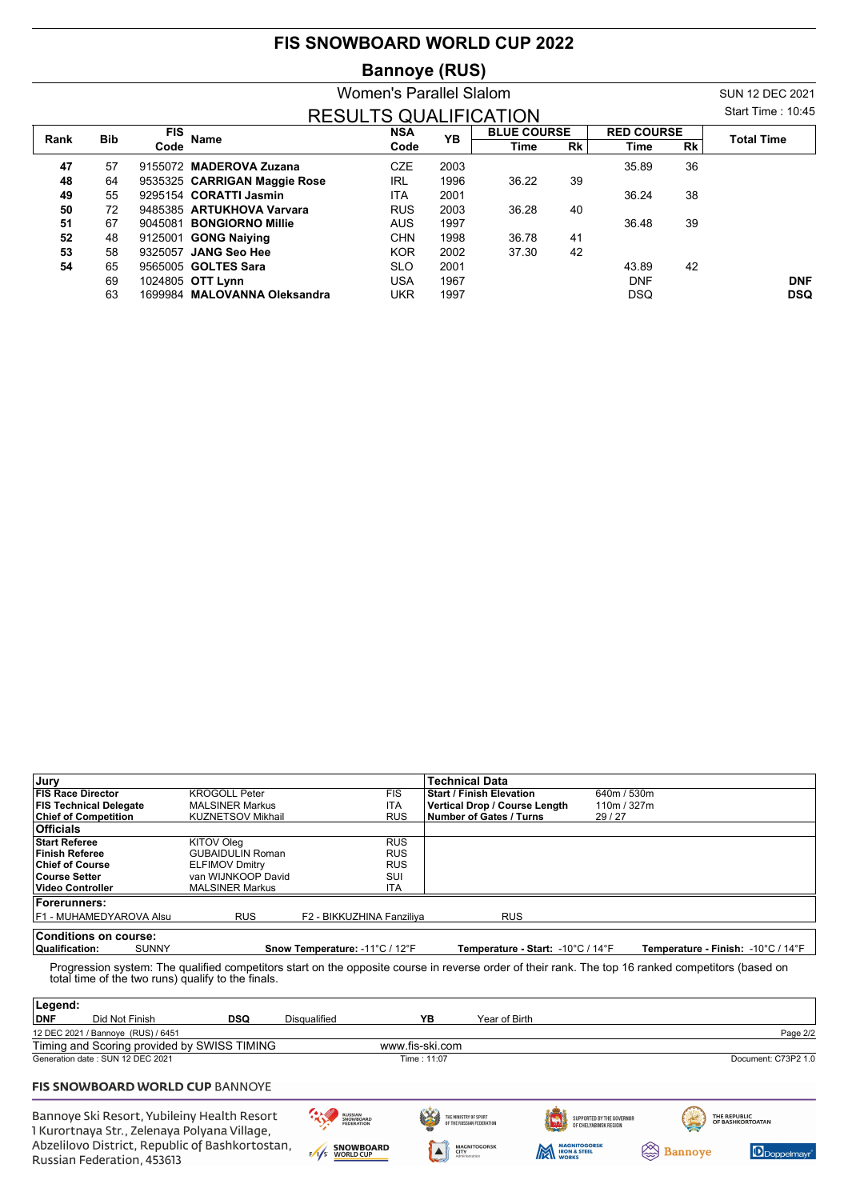# FIS SNOWBOARD WORLD CUP 2022

## Bannoye (RUS)

### Women's Parallel Slalom

### RESULTS QUALIFICATION

SUN 12 DEC 2021

Start Time : 10:45

| Rank | Bib | FIS Code | Name | NSA Code | YB | BLUE COURSE Time | Rk | RED COURSE Time | Rk | Total Time |
|---|---|---|---|---|---|---|---|---|---|---|
| 47 | 57 | 9155072 | **MADEROVA Zuzana** | CZE | 2003 | | | 35.89 | 36 | |
| 48 | 64 | 9535325 | **CARRIGAN Maggie Rose** | IRL | 1996 | 36.22 | 39 | | | |
| 49 | 55 | 9295154 | **CORATTI Jasmin** | ITA | 2001 | | | 36.24 | 38 | |
| 50 | 72 | 9485385 | **ARTUKHOVA Varvara** | RUS | 2003 | 36.28 | 40 | | | |
| 51 | 67 | 9045081 | **BONGIORNO Millie** | AUS | 1997 | | | 36.48 | 39 | |
| 52 | 48 | 9125001 | **GONG Naiying** | CHN | 1998 | 36.78 | 41 | | | |
| 53 | 58 | 9325057 | **JANG Seo Hee** | KOR | 2002 | 37.30 | 42 | | | |
| 54 | 65 | 9565005 | **GOLTES Sara** | SLO | 2001 | | | 43.89 | 42 | |
| | 69 | 1024805 | **OTT Lynn** | USA | 1967 | | | DNF | | **DNF** |
| | 63 | 1699984 | **MALOVANNA Oleksandra** | UKR | 1997 | | | DSQ | | **DSQ** |

| Jury | | | Technical Data | |
|---|---|---|---|---|
| **FIS Race Director** | KROGOLL Peter | FIS | **Start / Finish Elevation** | 640m / 530m |
| **FIS Technical Delegate** | MALSINER Markus | ITA | **Vertical Drop / Course Length** | 110m / 327m |
| **Chief of Competition** | KUZNETSOV Mikhail | RUS | **Number of Gates / Turns** | 29 / 27 |
| **Officials** | | | | |
| **Start Referee** | KITOV Oleg | RUS | | |
| **Finish Referee** | GUBAIDULIN Roman | RUS | | |
| **Chief of Course** | ELFIMOV Dmitry | RUS | | |
| **Course Setter** | van WIJNKOOP David | SUI | | |
| **Video Controller** | MALSINER Markus | ITA | | |

**Forerunners:**
F1 - MUHAMEDYAROVA Alsu RUS F2 - BIKKUZHINA Fanziliya RUS

**Conditions on course:**
**Qualification:** SUNNY **Snow Temperature:** -11°C / 12°F **Temperature - Start:** -10°C / 14°F **Temperature - Finish:** -10°C / 14°F

Progression system: The qualified competitors start on the opposite course in reverse order of their rank. The top 16 ranked competitors (based on total time of the two runs) qualify to the finals.

**Legend:**
**DNF** Did Not Finish **DSQ** Disqualified **YB** Year of Birth

12 DEC 2021 / Bannoye (RUS) / 6451

Timing and Scoring provided by SWISS TIMING www.fis-ski.com

Generation date : SUN 12 DEC 2021 Time : 11:07 Document: C73P2 1.0

**FIS SNOWBOARD WORLD CUP** BANNOYE

Bannoye Ski Resort, Yubileiny Health Resort
1 Kurortnaya Str., Zelenaya Polyana Village,
Abzelilovo District, Republic of Bashkortostan,
Russian Federation, 453613